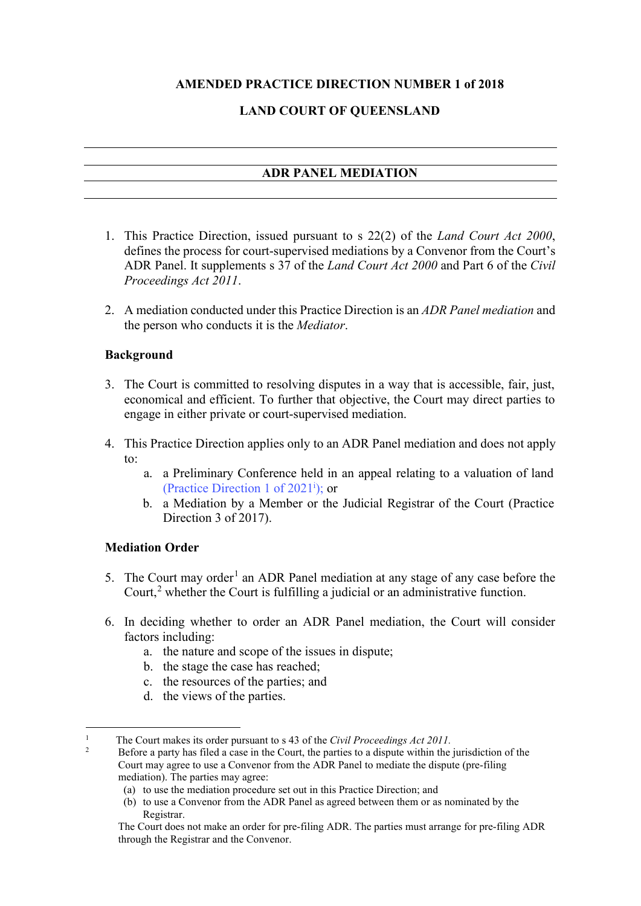**AMENDED PRACTICE DIRECTION NUMBER 1 of 2018**

**LAND COURT OF QUEENSLAND**

---

## ADR PANEL MEDIATION

---

1. This Practice Direction, issued pursuant to s 22(2) of the *Land Court Act 2000*, defines the process for court-supervised mediations by a Convenor from the Court's ADR Panel. It supplements s 37 of the *Land Court Act 2000* and Part 6 of the *Civil Proceedings Act 2011*.

2. A mediation conducted under this Practice Direction is an *ADR Panel mediation* and the person who conducts it is the *Mediator*.

**Background**

3. The Court is committed to resolving disputes in a way that is accessible, fair, just, economical and efficient. To further that objective, the Court may direct parties to engage in either private or court-supervised mediation.

4. This Practice Direction applies only to an ADR Panel mediation and does not apply to:
   a. a Preliminary Conference held in an appeal relating to a valuation of land (Practice Direction 1 of 2021[i]); or
   b. a Mediation by a Member or the Judicial Registrar of the Court (Practice Direction 3 of 2017).

**Mediation Order**

5. The Court may order[1] an ADR Panel mediation at any stage of any case before the Court,[2] whether the Court is fulfilling a judicial or an administrative function.

6. In deciding whether to order an ADR Panel mediation, the Court will consider factors including:
   a. the nature and scope of the issues in dispute;
   b. the stage the case has reached;
   c. the resources of the parties; and
   d. the views of the parties.

---

[1] The Court makes its order pursuant to s 43 of the *Civil Proceedings Act 2011*.

[2] Before a party has filed a case in the Court, the parties to a dispute within the jurisdiction of the Court may agree to use a Convenor from the ADR Panel to mediate the dispute (pre-filing mediation). The parties may agree:
(a) to use the mediation procedure set out in this Practice Direction; and
(b) to use a Convenor from the ADR Panel as agreed between them or as nominated by the Registrar.
The Court does not make an order for pre-filing ADR. The parties must arrange for pre-filing ADR through the Registrar and the Convenor.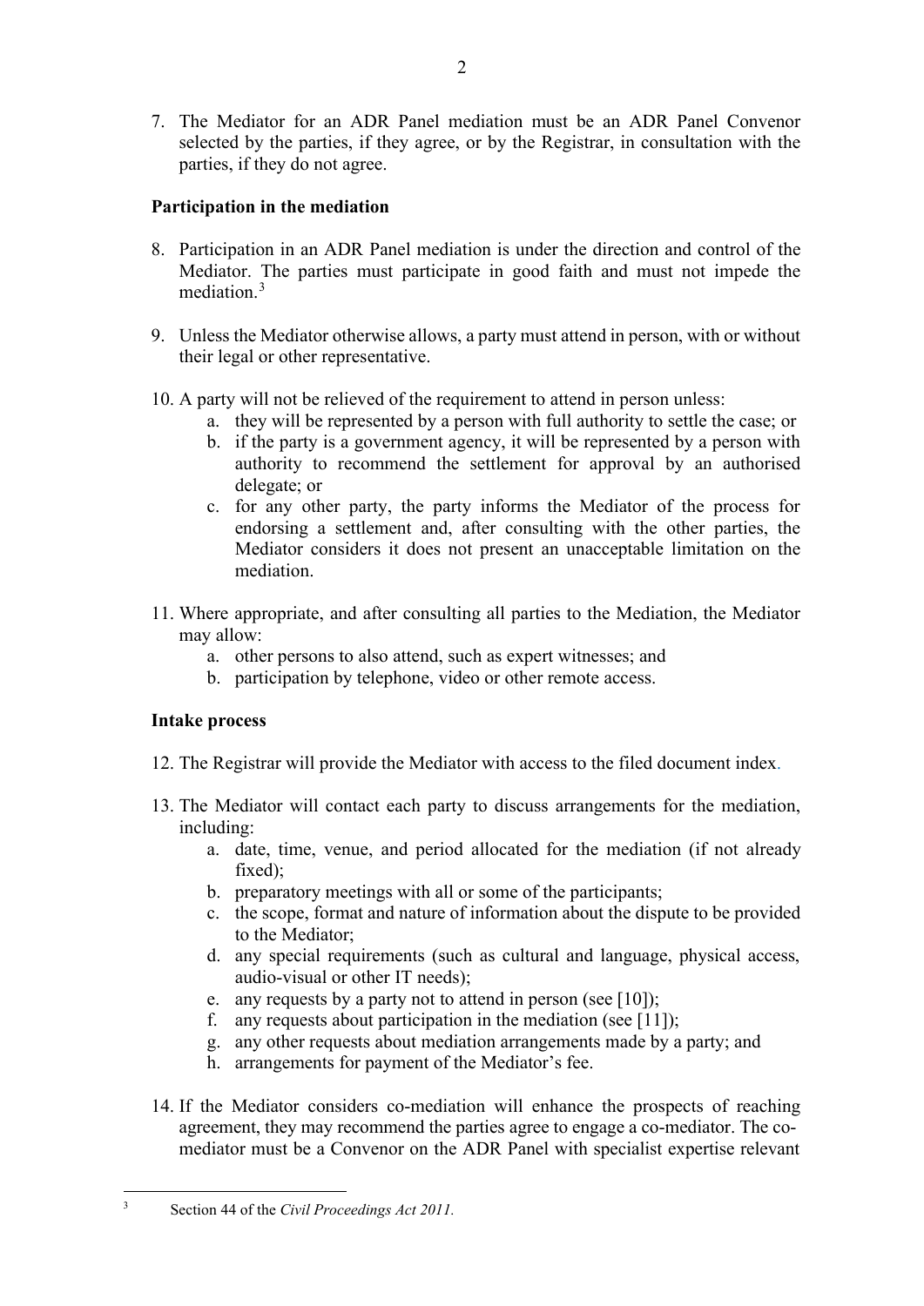7. The Mediator for an ADR Panel mediation must be an ADR Panel Convenor selected by the parties, if they agree, or by the Registrar, in consultation with the parties, if they do not agree.

**Participation in the mediation**

8. Participation in an ADR Panel mediation is under the direction and control of the Mediator. The parties must participate in good faith and must not impede the mediation.[3]

9. Unless the Mediator otherwise allows, a party must attend in person, with or without their legal or other representative.

10. A party will not be relieved of the requirement to attend in person unless:
    a. they will be represented by a person with full authority to settle the case; or
    b. if the party is a government agency, it will be represented by a person with authority to recommend the settlement for approval by an authorised delegate; or
    c. for any other party, the party informs the Mediator of the process for endorsing a settlement and, after consulting with the other parties, the Mediator considers it does not present an unacceptable limitation on the mediation.

11. Where appropriate, and after consulting all parties to the Mediation, the Mediator may allow:
    a. other persons to also attend, such as expert witnesses; and
    b. participation by telephone, video or other remote access.

**Intake process**

12. The Registrar will provide the Mediator with access to the filed document index.

13. The Mediator will contact each party to discuss arrangements for the mediation, including:
    a. date, time, venue, and period allocated for the mediation (if not already fixed);
    b. preparatory meetings with all or some of the participants;
    c. the scope, format and nature of information about the dispute to be provided to the Mediator;
    d. any special requirements (such as cultural and language, physical access, audio-visual or other IT needs);
    e. any requests by a party not to attend in person (see [10]);
    f. any requests about participation in the mediation (see [11]);
    g. any other requests about mediation arrangements made by a party; and
    h. arrangements for payment of the Mediator's fee.

14. If the Mediator considers co-mediation will enhance the prospects of reaching agreement, they may recommend the parties agree to engage a co-mediator. The co-mediator must be a Convenor on the ADR Panel with specialist expertise relevant

[3] Section 44 of the *Civil Proceedings Act 2011.*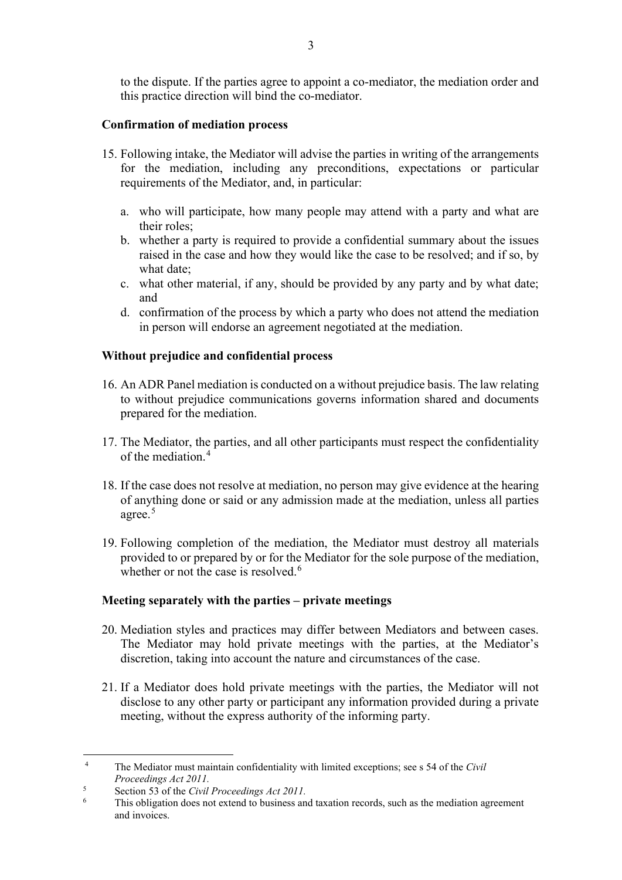to the dispute. If the parties agree to appoint a co-mediator, the mediation order and this practice direction will bind the co-mediator.

### Confirmation of mediation process

15. Following intake, the Mediator will advise the parties in writing of the arrangements for the mediation, including any preconditions, expectations or particular requirements of the Mediator, and, in particular:

    a. who will participate, how many people may attend with a party and what are their roles;
    b. whether a party is required to provide a confidential summary about the issues raised in the case and how they would like the case to be resolved; and if so, by what date;
    c. what other material, if any, should be provided by any party and by what date; and
    d. confirmation of the process by which a party who does not attend the mediation in person will endorse an agreement negotiated at the mediation.

### Without prejudice and confidential process

16. An ADR Panel mediation is conducted on a without prejudice basis. The law relating to without prejudice communications governs information shared and documents prepared for the mediation.

17. The Mediator, the parties, and all other participants must respect the confidentiality of the mediation.[4]

18. If the case does not resolve at mediation, no person may give evidence at the hearing of anything done or said or any admission made at the mediation, unless all parties agree.[5]

19. Following completion of the mediation, the Mediator must destroy all materials provided to or prepared by or for the Mediator for the sole purpose of the mediation, whether or not the case is resolved.[6]

### Meeting separately with the parties – private meetings

20. Mediation styles and practices may differ between Mediators and between cases. The Mediator may hold private meetings with the parties, at the Mediator's discretion, taking into account the nature and circumstances of the case.

21. If a Mediator does hold private meetings with the parties, the Mediator will not disclose to any other party or participant any information provided during a private meeting, without the express authority of the informing party.

---

[4] The Mediator must maintain confidentiality with limited exceptions; see s 54 of the *Civil Proceedings Act 2011.*

[5] Section 53 of the *Civil Proceedings Act 2011.*

[6] This obligation does not extend to business and taxation records, such as the mediation agreement and invoices.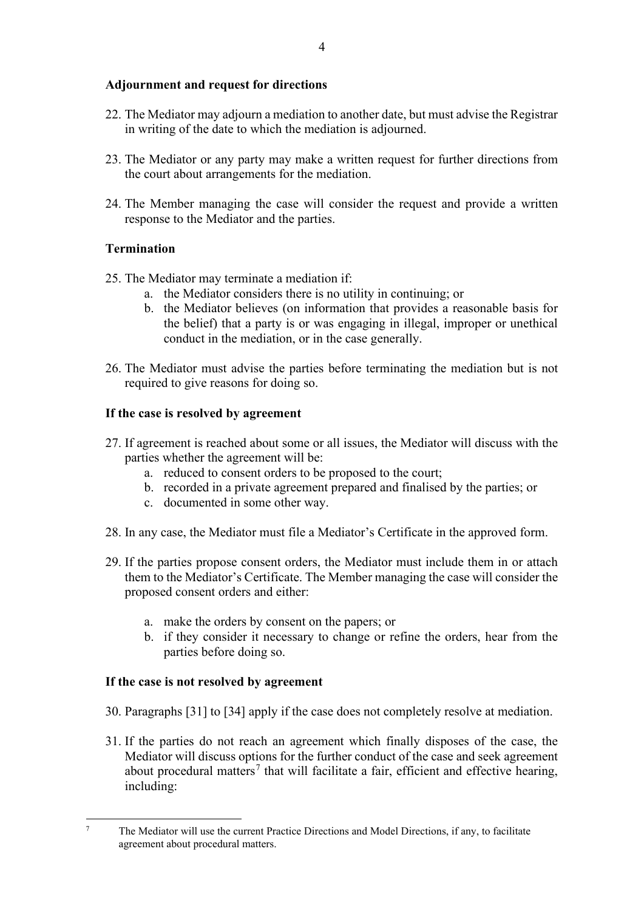## Adjournment and request for directions

22. The Mediator may adjourn a mediation to another date, but must advise the Registrar in writing of the date to which the mediation is adjourned.

23. The Mediator or any party may make a written request for further directions from the court about arrangements for the mediation.

24. The Member managing the case will consider the request and provide a written response to the Mediator and the parties.

## Termination

25. The Mediator may terminate a mediation if:
    a. the Mediator considers there is no utility in continuing; or
    b. the Mediator believes (on information that provides a reasonable basis for the belief) that a party is or was engaging in illegal, improper or unethical conduct in the mediation, or in the case generally.

26. The Mediator must advise the parties before terminating the mediation but is not required to give reasons for doing so.

## If the case is resolved by agreement

27. If agreement is reached about some or all issues, the Mediator will discuss with the parties whether the agreement will be:
    a. reduced to consent orders to be proposed to the court;
    b. recorded in a private agreement prepared and finalised by the parties; or
    c. documented in some other way.

28. In any case, the Mediator must file a Mediator's Certificate in the approved form.

29. If the parties propose consent orders, the Mediator must include them in or attach them to the Mediator's Certificate. The Member managing the case will consider the proposed consent orders and either:

    a. make the orders by consent on the papers; or
    b. if they consider it necessary to change or refine the orders, hear from the parties before doing so.

## If the case is not resolved by agreement

30. Paragraphs [31] to [34] apply if the case does not completely resolve at mediation.

31. If the parties do not reach an agreement which finally disposes of the case, the Mediator will discuss options for the further conduct of the case and seek agreement about procedural matters[7] that will facilitate a fair, efficient and effective hearing, including:

---

[7] The Mediator will use the current Practice Directions and Model Directions, if any, to facilitate agreement about procedural matters.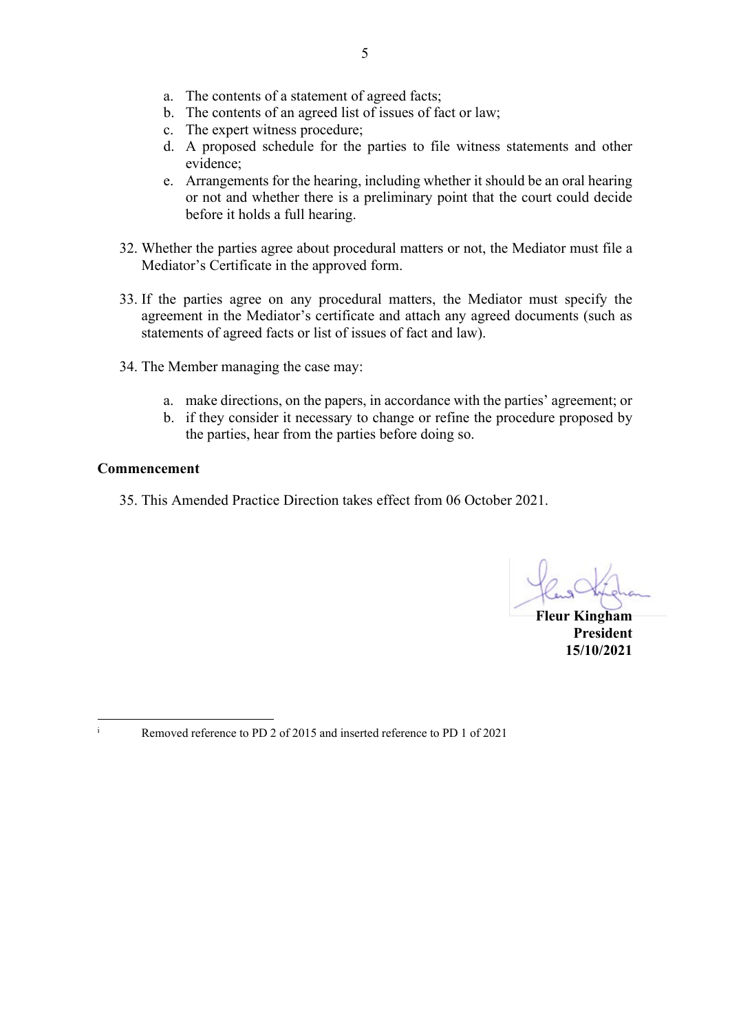a. The contents of a statement of agreed facts;
b. The contents of an agreed list of issues of fact or law;
c. The expert witness procedure;
d. A proposed schedule for the parties to file witness statements and other evidence;
e. Arrangements for the hearing, including whether it should be an oral hearing or not and whether there is a preliminary point that the court could decide before it holds a full hearing.

32. Whether the parties agree about procedural matters or not, the Mediator must file a Mediator's Certificate in the approved form.

33. If the parties agree on any procedural matters, the Mediator must specify the agreement in the Mediator's certificate and attach any agreed documents (such as statements of agreed facts or list of issues of fact and law).

34. The Member managing the case may:

   a. make directions, on the papers, in accordance with the parties' agreement; or
   b. if they consider it necessary to change or refine the procedure proposed by the parties, hear from the parties before doing so.

**Commencement**

35. This Amended Practice Direction takes effect from 06 October 2021.

**Fleur Kingham**
**President**
**15/10/2021**

---

[i] Removed reference to PD 2 of 2015 and inserted reference to PD 1 of 2021